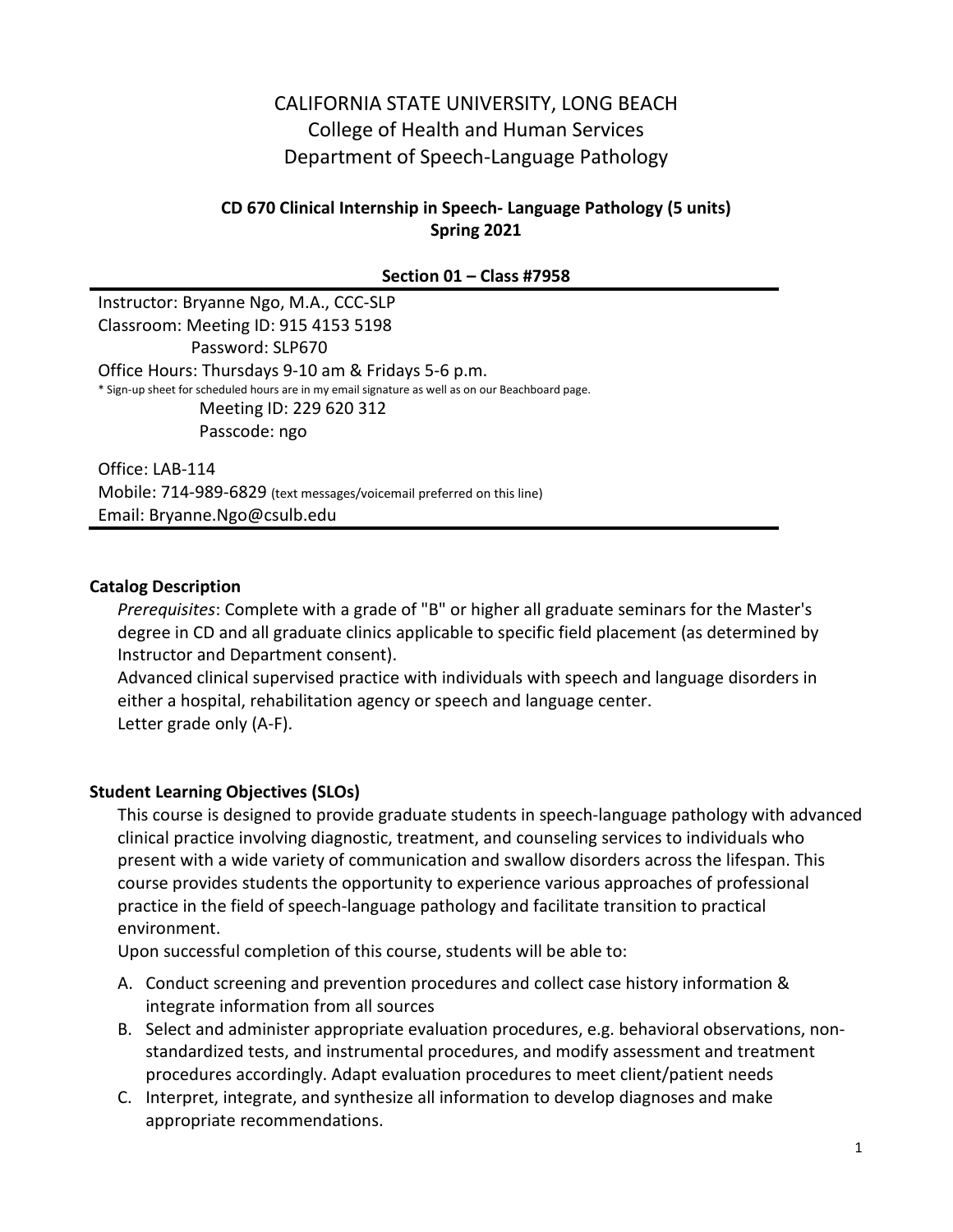# CALIFORNIA STATE UNIVERSITY, LONG BEACH
## College of Health and Human Services
## Department of Speech-Language Pathology

### CD 670 Clinical Internship in Speech- Language Pathology (5 units)
### Spring 2021

**Section 01 – Class #7958**

Instructor: Bryanne Ngo, M.A., CCC-SLP
Classroom: Meeting ID: 915 4153 5198
Password: SLP670
Office Hours: Thursdays 9-10 am & Fridays 5-6 p.m.
* Sign-up sheet for scheduled hours are in my email signature as well as on our Beachboard page.
Meeting ID: 229 620 312
Passcode: ngo

Office: LAB-114
Mobile: 714-989-6829 (text messages/voicemail preferred on this line)
Email: Bryanne.Ngo@csulb.edu

**Catalog Description**

*Prerequisites*: Complete with a grade of "B" or higher all graduate seminars for the Master's degree in CD and all graduate clinics applicable to specific field placement (as determined by Instructor and Department consent).
Advanced clinical supervised practice with individuals with speech and language disorders in either a hospital, rehabilitation agency or speech and language center.
Letter grade only (A-F).

**Student Learning Objectives (SLOs)**

This course is designed to provide graduate students in speech-language pathology with advanced clinical practice involving diagnostic, treatment, and counseling services to individuals who present with a wide variety of communication and swallow disorders across the lifespan. This course provides students the opportunity to experience various approaches of professional practice in the field of speech-language pathology and facilitate transition to practical environment.
Upon successful completion of this course, students will be able to:

A. Conduct screening and prevention procedures and collect case history information & integrate information from all sources
B. Select and administer appropriate evaluation procedures, e.g. behavioral observations, non-standardized tests, and instrumental procedures, and modify assessment and treatment procedures accordingly. Adapt evaluation procedures to meet client/patient needs
C. Interpret, integrate, and synthesize all information to develop diagnoses and make appropriate recommendations.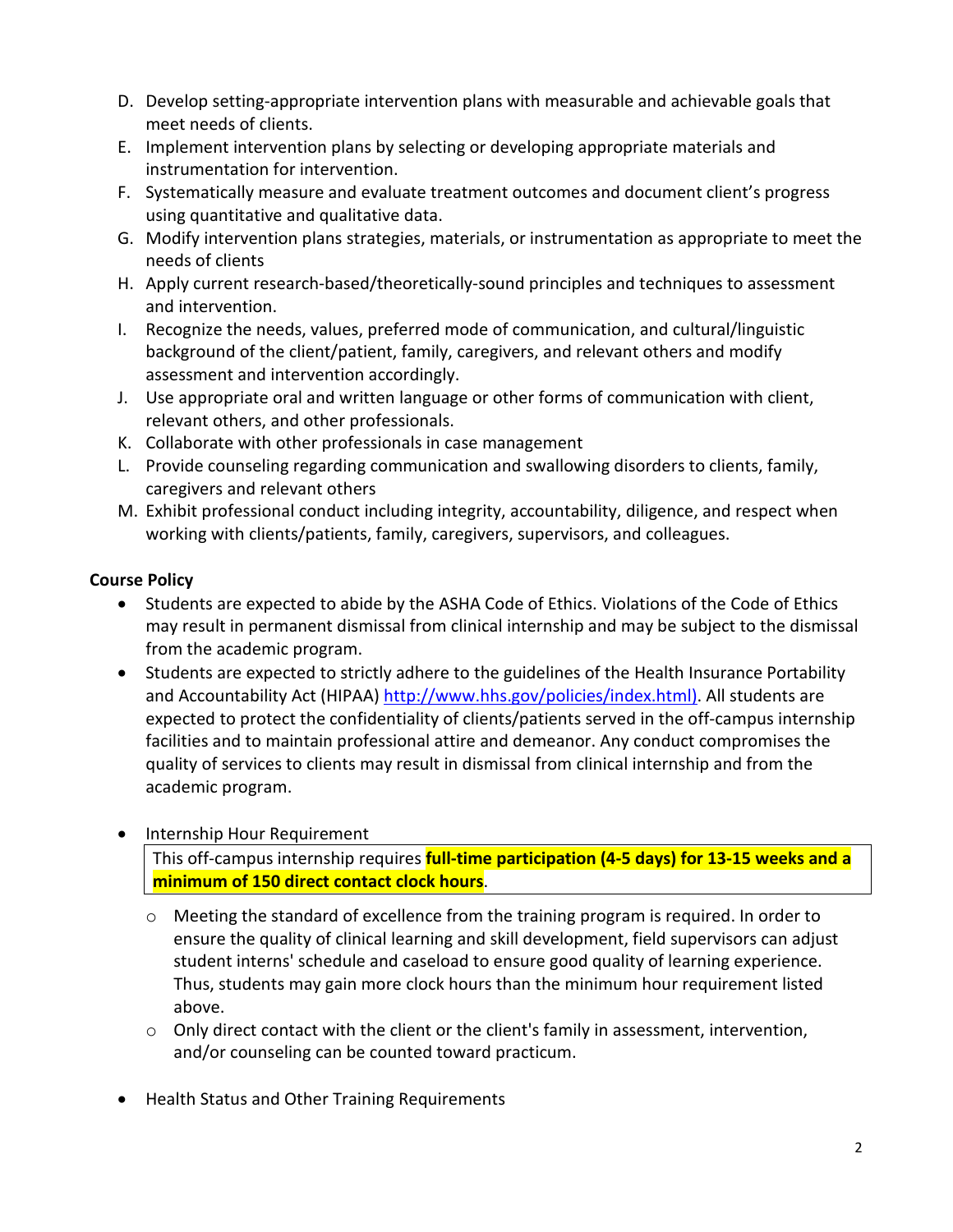D. Develop setting-appropriate intervention plans with measurable and achievable goals that meet needs of clients.
E. Implement intervention plans by selecting or developing appropriate materials and instrumentation for intervention.
F. Systematically measure and evaluate treatment outcomes and document client's progress using quantitative and qualitative data.
G. Modify intervention plans strategies, materials, or instrumentation as appropriate to meet the needs of clients
H. Apply current research-based/theoretically-sound principles and techniques to assessment and intervention.
I. Recognize the needs, values, preferred mode of communication, and cultural/linguistic background of the client/patient, family, caregivers, and relevant others and modify assessment and intervention accordingly.
J. Use appropriate oral and written language or other forms of communication with client, relevant others, and other professionals.
K. Collaborate with other professionals in case management
L. Provide counseling regarding communication and swallowing disorders to clients, family, caregivers and relevant others
M. Exhibit professional conduct including integrity, accountability, diligence, and respect when working with clients/patients, family, caregivers, supervisors, and colleagues.

**Course Policy**

- Students are expected to abide by the ASHA Code of Ethics. Violations of the Code of Ethics may result in permanent dismissal from clinical internship and may be subject to the dismissal from the academic program.
- Students are expected to strictly adhere to the guidelines of the Health Insurance Portability and Accountability Act (HIPAA) http://www.hhs.gov/policies/index.html). All students are expected to protect the confidentiality of clients/patients served in the off-campus internship facilities and to maintain professional attire and demeanor. Any conduct compromises the quality of services to clients may result in dismissal from clinical internship and from the academic program.

- Internship Hour Requirement

  This off-campus internship requires **full-time participation (4-5 days) for 13-15 weeks and a minimum of 150 direct contact clock hours**.

  - Meeting the standard of excellence from the training program is required. In order to ensure the quality of clinical learning and skill development, field supervisors can adjust student interns' schedule and caseload to ensure good quality of learning experience. Thus, students may gain more clock hours than the minimum hour requirement listed above.
  - Only direct contact with the client or the client's family in assessment, intervention, and/or counseling can be counted toward practicum.

- Health Status and Other Training Requirements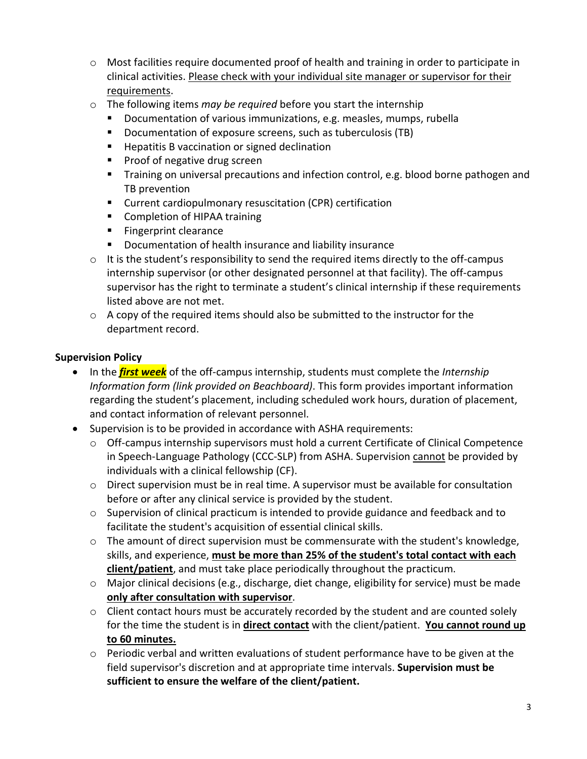- Most facilities require documented proof of health and training in order to participate in clinical activities. <u>Please check with your individual site manager or supervisor for their requirements</u>.
- The following items *may be required* before you start the internship
  - Documentation of various immunizations, e.g. measles, mumps, rubella
  - Documentation of exposure screens, such as tuberculosis (TB)
  - Hepatitis B vaccination or signed declination
  - Proof of negative drug screen
  - Training on universal precautions and infection control, e.g. blood borne pathogen and TB prevention
  - Current cardiopulmonary resuscitation (CPR) certification
  - Completion of HIPAA training
  - Fingerprint clearance
  - Documentation of health insurance and liability insurance
- It is the student's responsibility to send the required items directly to the off-campus internship supervisor (or other designated personnel at that facility). The off-campus supervisor has the right to terminate a student's clinical internship if these requirements listed above are not met.
- A copy of the required items should also be submitted to the instructor for the department record.

**Supervision Policy**

- In the ***<u>first week</u>*** of the off-campus internship, students must complete the *Internship Information form (link provided on Beachboard)*. This form provides important information regarding the student's placement, including scheduled work hours, duration of placement, and contact information of relevant personnel.
- Supervision is to be provided in accordance with ASHA requirements:
  - Off-campus internship supervisors must hold a current Certificate of Clinical Competence in Speech-Language Pathology (CCC-SLP) from ASHA. Supervision <u>cannot</u> be provided by individuals with a clinical fellowship (CF).
  - Direct supervision must be in real time. A supervisor must be available for consultation before or after any clinical service is provided by the student.
  - Supervision of clinical practicum is intended to provide guidance and feedback and to facilitate the student's acquisition of essential clinical skills.
  - The amount of direct supervision must be commensurate with the student's knowledge, skills, and experience, **<u>must be more than 25% of the student's total contact with each client/patient</u>**, and must take place periodically throughout the practicum.
  - Major clinical decisions (e.g., discharge, diet change, eligibility for service) must be made **<u>only after consultation with supervisor</u>**.
  - Client contact hours must be accurately recorded by the student and are counted solely for the time the student is in **<u>direct contact</u>** with the client/patient. **<u>You cannot round up to 60 minutes.</u>**
  - Periodic verbal and written evaluations of student performance have to be given at the field supervisor's discretion and at appropriate time intervals. **Supervision must be sufficient to ensure the welfare of the client/patient.**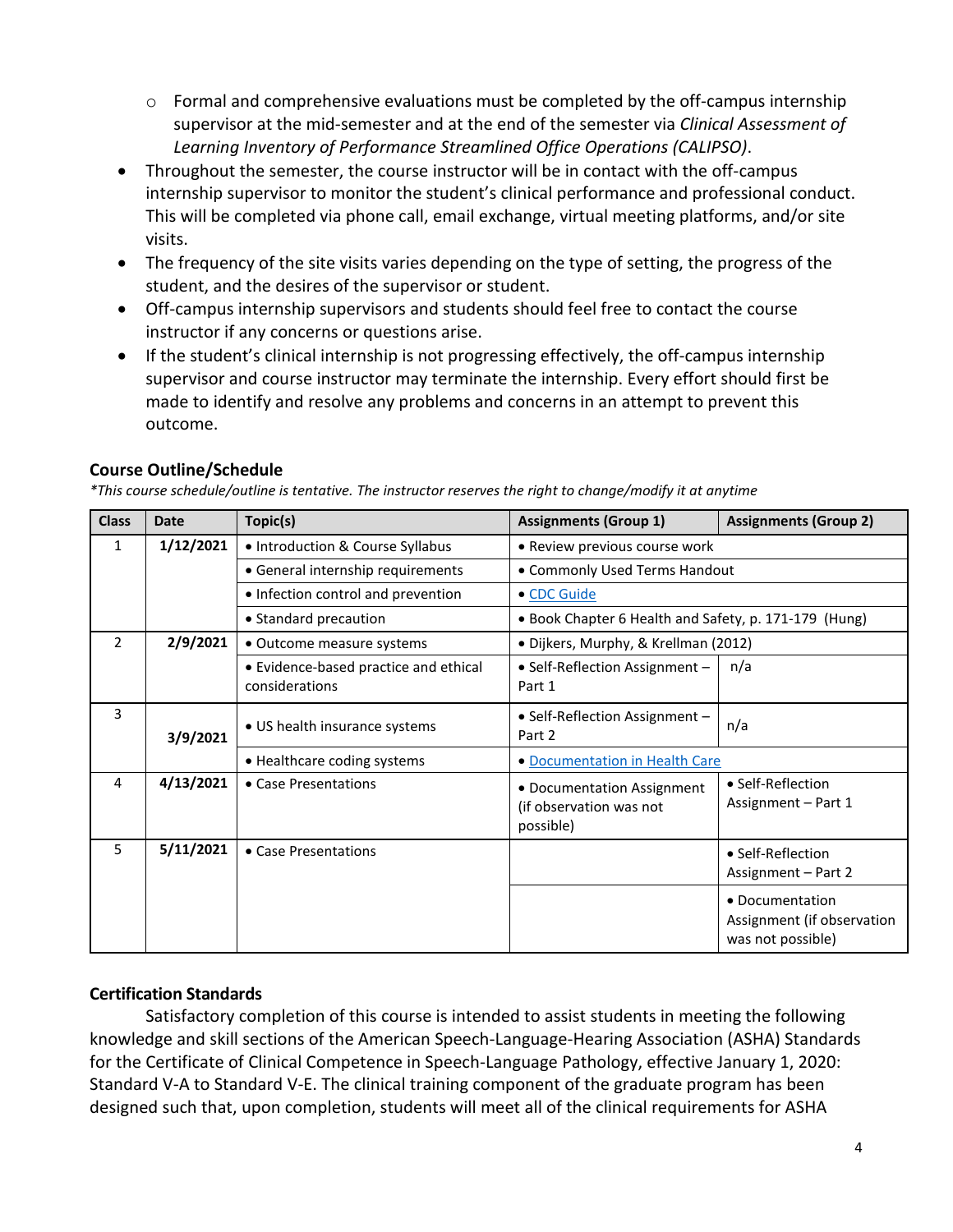- Formal and comprehensive evaluations must be completed by the off-campus internship supervisor at the mid-semester and at the end of the semester via *Clinical Assessment of Learning Inventory of Performance Streamlined Office Operations (CALIPSO)*.
- Throughout the semester, the course instructor will be in contact with the off-campus internship supervisor to monitor the student's clinical performance and professional conduct. This will be completed via phone call, email exchange, virtual meeting platforms, and/or site visits.
- The frequency of the site visits varies depending on the type of setting, the progress of the student, and the desires of the supervisor or student.
- Off-campus internship supervisors and students should feel free to contact the course instructor if any concerns or questions arise.
- If the student's clinical internship is not progressing effectively, the off-campus internship supervisor and course instructor may terminate the internship. Every effort should first be made to identify and resolve any problems and concerns in an attempt to prevent this outcome.

**Course Outline/Schedule**

*\*This course schedule/outline is tentative. The instructor reserves the right to change/modify it at anytime*

| Class | Date | Topic(s) | Assignments (Group 1) | Assignments (Group 2) |
|---|---|---|---|---|
| 1 | 1/12/2021 | • Introduction & Course Syllabus | • Review previous course work | |
| | | • General internship requirements | • Commonly Used Terms Handout | |
| | | • Infection control and prevention | • CDC Guide | |
| | | • Standard precaution | • Book Chapter 6 Health and Safety, p. 171-179 (Hung) | |
| 2 | 2/9/2021 | • Outcome measure systems | • Dijkers, Murphy, & Krellman (2012) | |
| | | • Evidence-based practice and ethical considerations | • Self-Reflection Assignment – Part 1 | n/a |
| 3 | 3/9/2021 | • US health insurance systems | • Self-Reflection Assignment – Part 2 | n/a |
| | | • Healthcare coding systems | • Documentation in Health Care | |
| 4 | 4/13/2021 | • Case Presentations | • Documentation Assignment (if observation was not possible) | • Self-Reflection Assignment – Part 1 |
| 5 | 5/11/2021 | • Case Presentations | | • Self-Reflection Assignment – Part 2 |
| | | | | • Documentation Assignment (if observation was not possible) |

**Certification Standards**

Satisfactory completion of this course is intended to assist students in meeting the following knowledge and skill sections of the American Speech-Language-Hearing Association (ASHA) Standards for the Certificate of Clinical Competence in Speech-Language Pathology, effective January 1, 2020: Standard V-A to Standard V-E. The clinical training component of the graduate program has been designed such that, upon completion, students will meet all of the clinical requirements for ASHA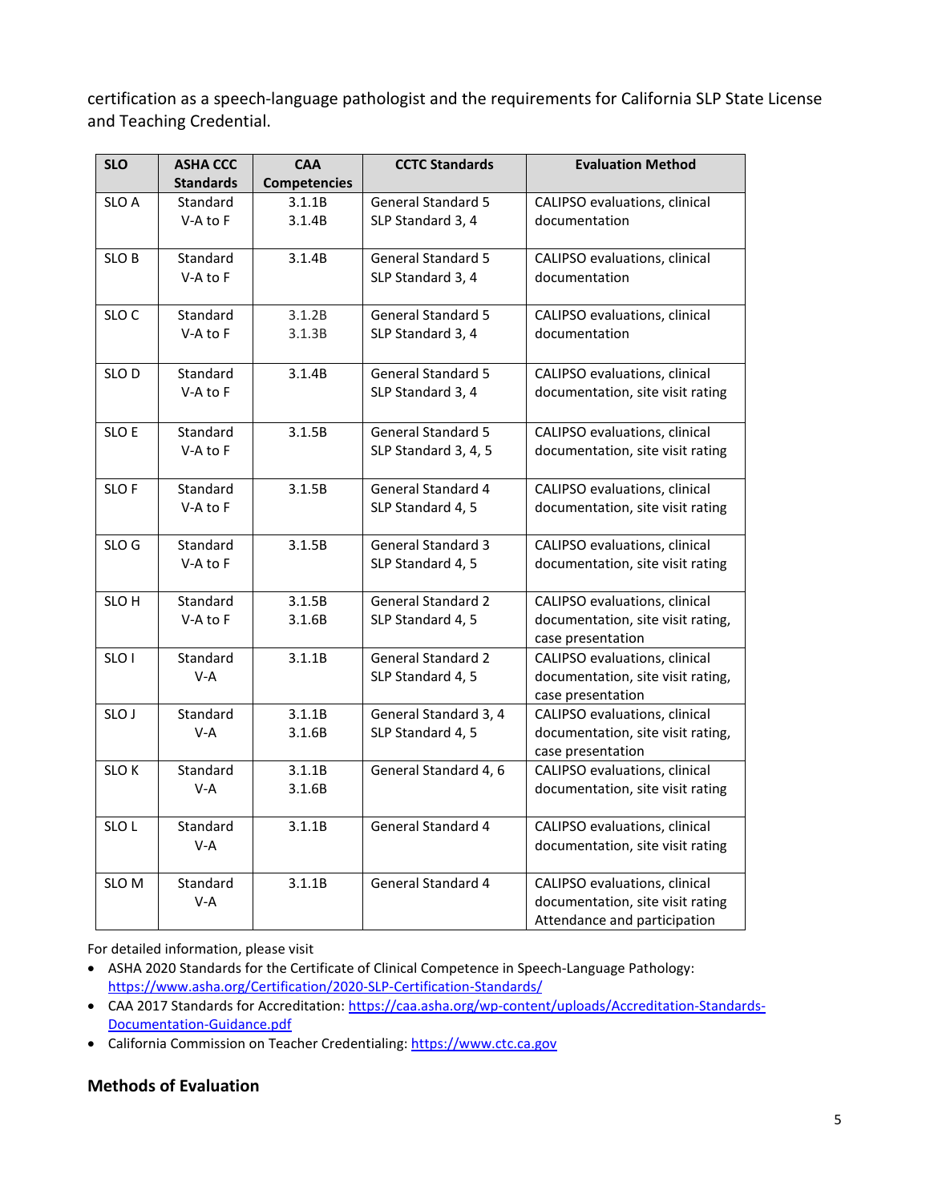certification as a speech-language pathologist and the requirements for California SLP State License and Teaching Credential.

| SLO | ASHA CCC Standards | CAA Competencies | CCTC Standards | Evaluation Method |
|---|---|---|---|---|
| SLO A | Standard V-A to F | 3.1.1B<br>3.1.4B | General Standard 5<br>SLP Standard 3, 4 | CALIPSO evaluations, clinical documentation |
| SLO B | Standard V-A to F | 3.1.4B | General Standard 5<br>SLP Standard 3, 4 | CALIPSO evaluations, clinical documentation |
| SLO C | Standard V-A to F | 3.1.2B<br>3.1.3B | General Standard 5<br>SLP Standard 3, 4 | CALIPSO evaluations, clinical documentation |
| SLO D | Standard V-A to F | 3.1.4B | General Standard 5<br>SLP Standard 3, 4 | CALIPSO evaluations, clinical documentation, site visit rating |
| SLO E | Standard V-A to F | 3.1.5B | General Standard 5<br>SLP Standard 3, 4, 5 | CALIPSO evaluations, clinical documentation, site visit rating |
| SLO F | Standard V-A to F | 3.1.5B | General Standard 4<br>SLP Standard 4, 5 | CALIPSO evaluations, clinical documentation, site visit rating |
| SLO G | Standard V-A to F | 3.1.5B | General Standard 3<br>SLP Standard 4, 5 | CALIPSO evaluations, clinical documentation, site visit rating |
| SLO H | Standard V-A to F | 3.1.5B<br>3.1.6B | General Standard 2<br>SLP Standard 4, 5 | CALIPSO evaluations, clinical documentation, site visit rating, case presentation |
| SLO I | Standard V-A | 3.1.1B | General Standard 2<br>SLP Standard 4, 5 | CALIPSO evaluations, clinical documentation, site visit rating, case presentation |
| SLO J | Standard V-A | 3.1.1B<br>3.1.6B | General Standard 3, 4<br>SLP Standard 4, 5 | CALIPSO evaluations, clinical documentation, site visit rating, case presentation |
| SLO K | Standard V-A | 3.1.1B<br>3.1.6B | General Standard 4, 6 | CALIPSO evaluations, clinical documentation, site visit rating |
| SLO L | Standard V-A | 3.1.1B | General Standard 4 | CALIPSO evaluations, clinical documentation, site visit rating |
| SLO M | Standard V-A | 3.1.1B | General Standard 4 | CALIPSO evaluations, clinical documentation, site visit rating Attendance and participation |

For detailed information, please visit

- ASHA 2020 Standards for the Certificate of Clinical Competence in Speech-Language Pathology: https://www.asha.org/Certification/2020-SLP-Certification-Standards/
- CAA 2017 Standards for Accreditation: https://caa.asha.org/wp-content/uploads/Accreditation-Standards-Documentation-Guidance.pdf
- California Commission on Teacher Credentialing: https://www.ctc.ca.gov

## Methods of Evaluation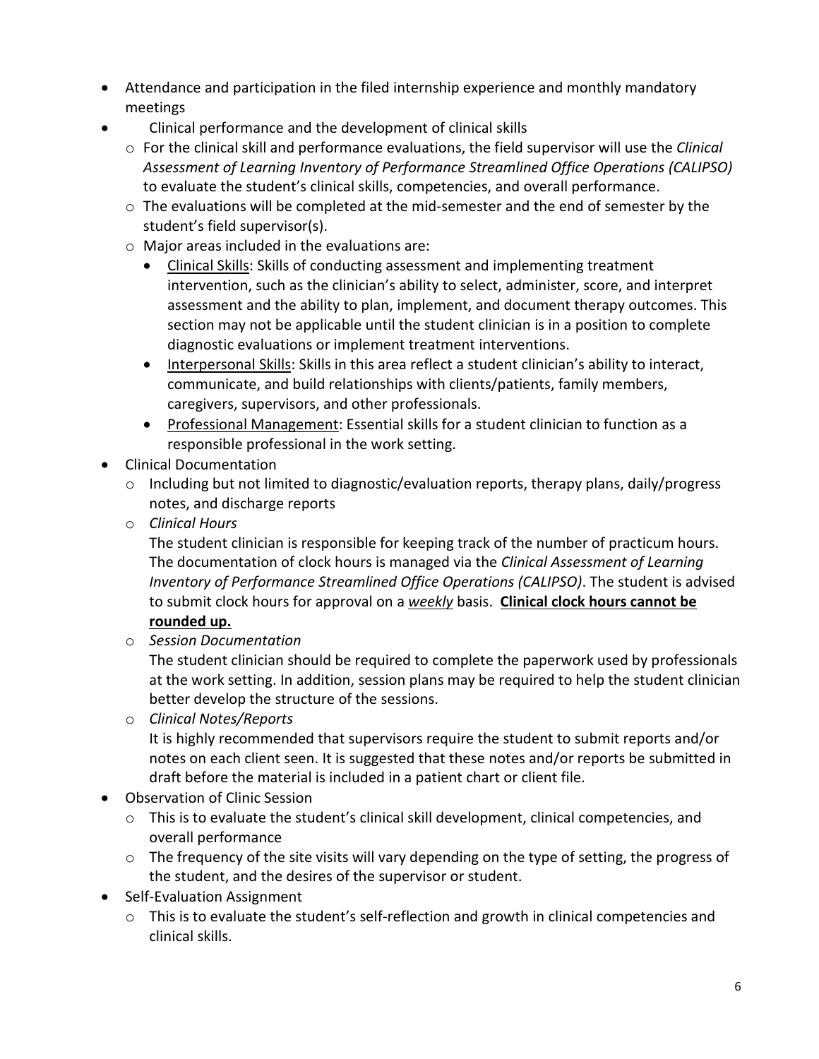- Attendance and participation in the filed internship experience and monthly mandatory meetings
- Clinical performance and the development of clinical skills
  - For the clinical skill and performance evaluations, the field supervisor will use the *Clinical Assessment of Learning Inventory of Performance Streamlined Office Operations (CALIPSO)* to evaluate the student's clinical skills, competencies, and overall performance.
  - The evaluations will be completed at the mid-semester and the end of semester by the student's field supervisor(s).
  - Major areas included in the evaluations are:
    - <u>Clinical Skills</u>: Skills of conducting assessment and implementing treatment intervention, such as the clinician's ability to select, administer, score, and interpret assessment and the ability to plan, implement, and document therapy outcomes. This section may not be applicable until the student clinician is in a position to complete diagnostic evaluations or implement treatment interventions.
    - <u>Interpersonal Skills</u>: Skills in this area reflect a student clinician's ability to interact, communicate, and build relationships with clients/patients, family members, caregivers, supervisors, and other professionals.
    - <u>Professional Management</u>: Essential skills for a student clinician to function as a responsible professional in the work setting.
- Clinical Documentation
  - Including but not limited to diagnostic/evaluation reports, therapy plans, daily/progress notes, and discharge reports
  - *Clinical Hours*

    The student clinician is responsible for keeping track of the number of practicum hours. The documentation of clock hours is managed via the *Clinical Assessment of Learning Inventory of Performance Streamlined Office Operations (CALIPSO)*. The student is advised to submit clock hours for approval on a ***<u>weekly</u>*** basis. **<u>Clinical clock hours cannot be rounded up.</u>**
  - *Session Documentation*

    The student clinician should be required to complete the paperwork used by professionals at the work setting. In addition, session plans may be required to help the student clinician better develop the structure of the sessions.
  - *Clinical Notes/Reports*

    It is highly recommended that supervisors require the student to submit reports and/or notes on each client seen. It is suggested that these notes and/or reports be submitted in draft before the material is included in a patient chart or client file.
- Observation of Clinic Session
  - This is to evaluate the student's clinical skill development, clinical competencies, and overall performance
  - The frequency of the site visits will vary depending on the type of setting, the progress of the student, and the desires of the supervisor or student.
- Self-Evaluation Assignment
  - This is to evaluate the student's self-reflection and growth in clinical competencies and clinical skills.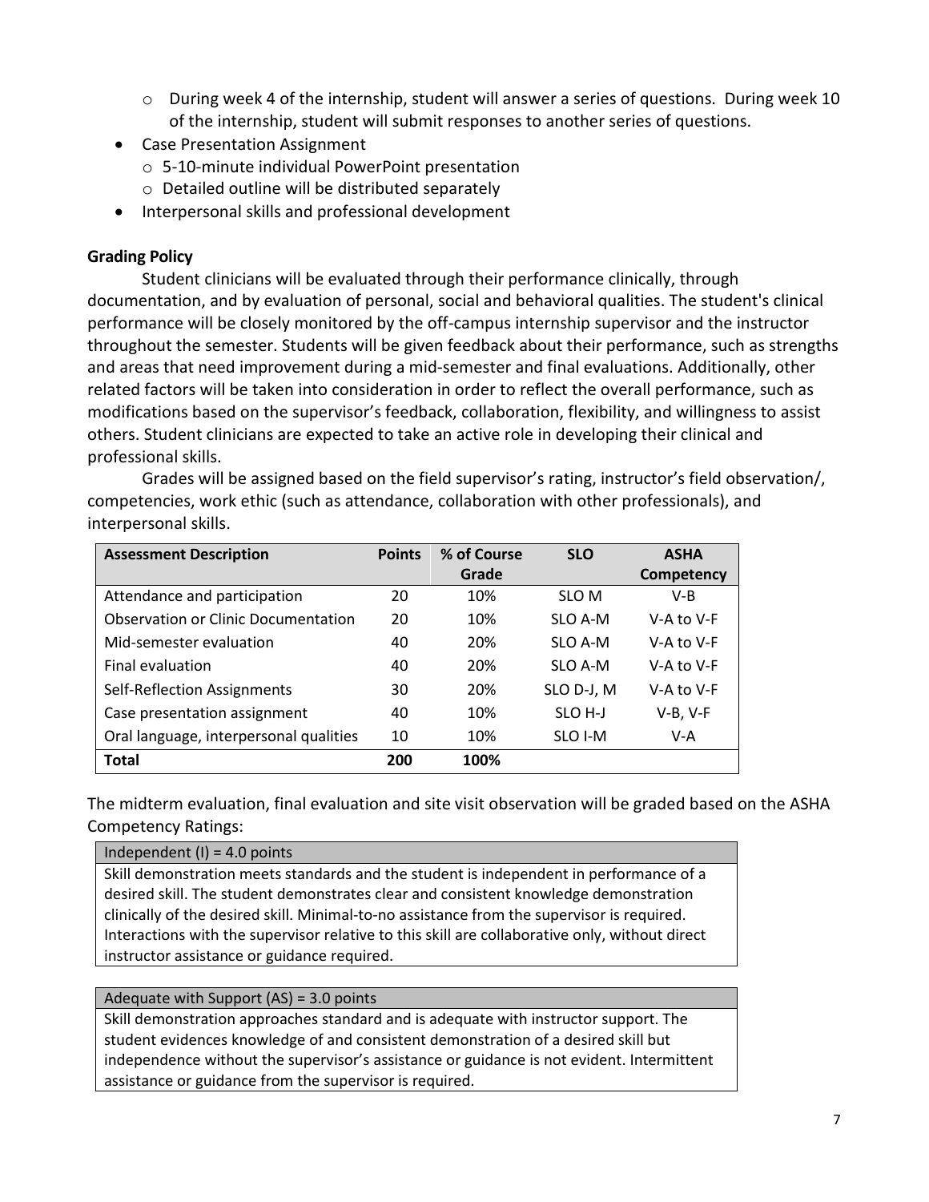- During week 4 of the internship, student will answer a series of questions. During week 10 of the internship, student will submit responses to another series of questions.
- Case Presentation Assignment
  - 5-10-minute individual PowerPoint presentation
  - Detailed outline will be distributed separately
- Interpersonal skills and professional development

**Grading Policy**

Student clinicians will be evaluated through their performance clinically, through documentation, and by evaluation of personal, social and behavioral qualities. The student's clinical performance will be closely monitored by the off-campus internship supervisor and the instructor throughout the semester. Students will be given feedback about their performance, such as strengths and areas that need improvement during a mid-semester and final evaluations. Additionally, other related factors will be taken into consideration in order to reflect the overall performance, such as modifications based on the supervisor's feedback, collaboration, flexibility, and willingness to assist others. Student clinicians are expected to take an active role in developing their clinical and professional skills.

Grades will be assigned based on the field supervisor's rating, instructor's field observation/, competencies, work ethic (such as attendance, collaboration with other professionals), and interpersonal skills.

| Assessment Description | Points | % of Course Grade | SLO | ASHA Competency |
|---|---|---|---|---|
| Attendance and participation | 20 | 10% | SLO M | V-B |
| Observation or Clinic Documentation | 20 | 10% | SLO A-M | V-A to V-F |
| Mid-semester evaluation | 40 | 20% | SLO A-M | V-A to V-F |
| Final evaluation | 40 | 20% | SLO A-M | V-A to V-F |
| Self-Reflection Assignments | 30 | 20% | SLO D-J, M | V-A to V-F |
| Case presentation assignment | 40 | 10% | SLO H-J | V-B, V-F |
| Oral language, interpersonal qualities | 10 | 10% | SLO I-M | V-A |
| **Total** | **200** | **100%** | | |

The midterm evaluation, final evaluation and site visit observation will be graded based on the ASHA Competency Ratings:

| Independent (I) = 4.0 points |
|---|
| Skill demonstration meets standards and the student is independent in performance of a desired skill. The student demonstrates clear and consistent knowledge demonstration clinically of the desired skill. Minimal-to-no assistance from the supervisor is required. Interactions with the supervisor relative to this skill are collaborative only, without direct instructor assistance or guidance required. |

| Adequate with Support (AS) = 3.0 points |
|---|
| Skill demonstration approaches standard and is adequate with instructor support. The student evidences knowledge of and consistent demonstration of a desired skill but independence without the supervisor's assistance or guidance is not evident. Intermittent assistance or guidance from the supervisor is required. |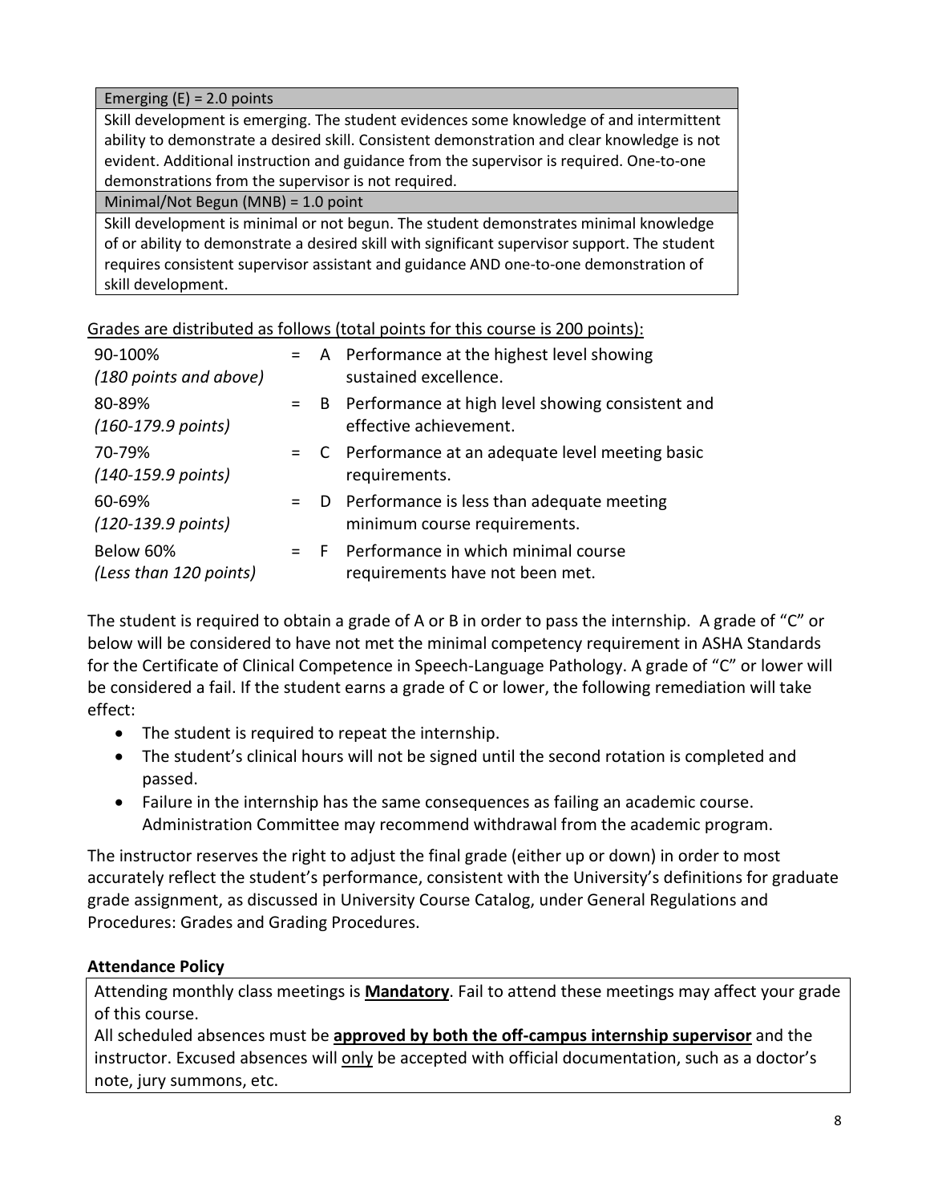| Emerging (E) = 2.0 points |
| --- |
| Skill development is emerging. The student evidences some knowledge of and intermittent ability to demonstrate a desired skill. Consistent demonstration and clear knowledge is not evident. Additional instruction and guidance from the supervisor is required. One-to-one demonstrations from the supervisor is not required. |
| Minimal/Not Begun (MNB) = 1.0 point |
| Skill development is minimal or not begun. The student demonstrates minimal knowledge of or ability to demonstrate a desired skill with significant supervisor support. The student requires consistent supervisor assistant and guidance AND one-to-one demonstration of skill development. |

Grades are distributed as follows (total points for this course is 200 points):

| Percentage (Points) | | Grade | Description |
| --- | --- | --- | --- |
| 90-100% *(180 points and above)* | = | A | Performance at the highest level showing sustained excellence. |
| 80-89% *(160-179.9 points)* | = | B | Performance at high level showing consistent and effective achievement. |
| 70-79% *(140-159.9 points)* | = | C | Performance at an adequate level meeting basic requirements. |
| 60-69% *(120-139.9 points)* | = | D | Performance is less than adequate meeting minimum course requirements. |
| Below 60% *(Less than 120 points)* | = | F | Performance in which minimal course requirements have not been met. |

The student is required to obtain a grade of A or B in order to pass the internship. A grade of "C" or below will be considered to have not met the minimal competency requirement in ASHA Standards for the Certificate of Clinical Competence in Speech-Language Pathology. A grade of "C" or lower will be considered a fail. If the student earns a grade of C or lower, the following remediation will take effect:

- The student is required to repeat the internship.
- The student's clinical hours will not be signed until the second rotation is completed and passed.
- Failure in the internship has the same consequences as failing an academic course. Administration Committee may recommend withdrawal from the academic program.

The instructor reserves the right to adjust the final grade (either up or down) in order to most accurately reflect the student's performance, consistent with the University's definitions for graduate grade assignment, as discussed in University Course Catalog, under General Regulations and Procedures: Grades and Grading Procedures.

**Attendance Policy**

Attending monthly class meetings is **Mandatory**. Fail to attend these meetings may affect your grade of this course.
All scheduled absences must be **approved by both the off-campus internship supervisor** and the instructor. Excused absences will only be accepted with official documentation, such as a doctor's note, jury summons, etc.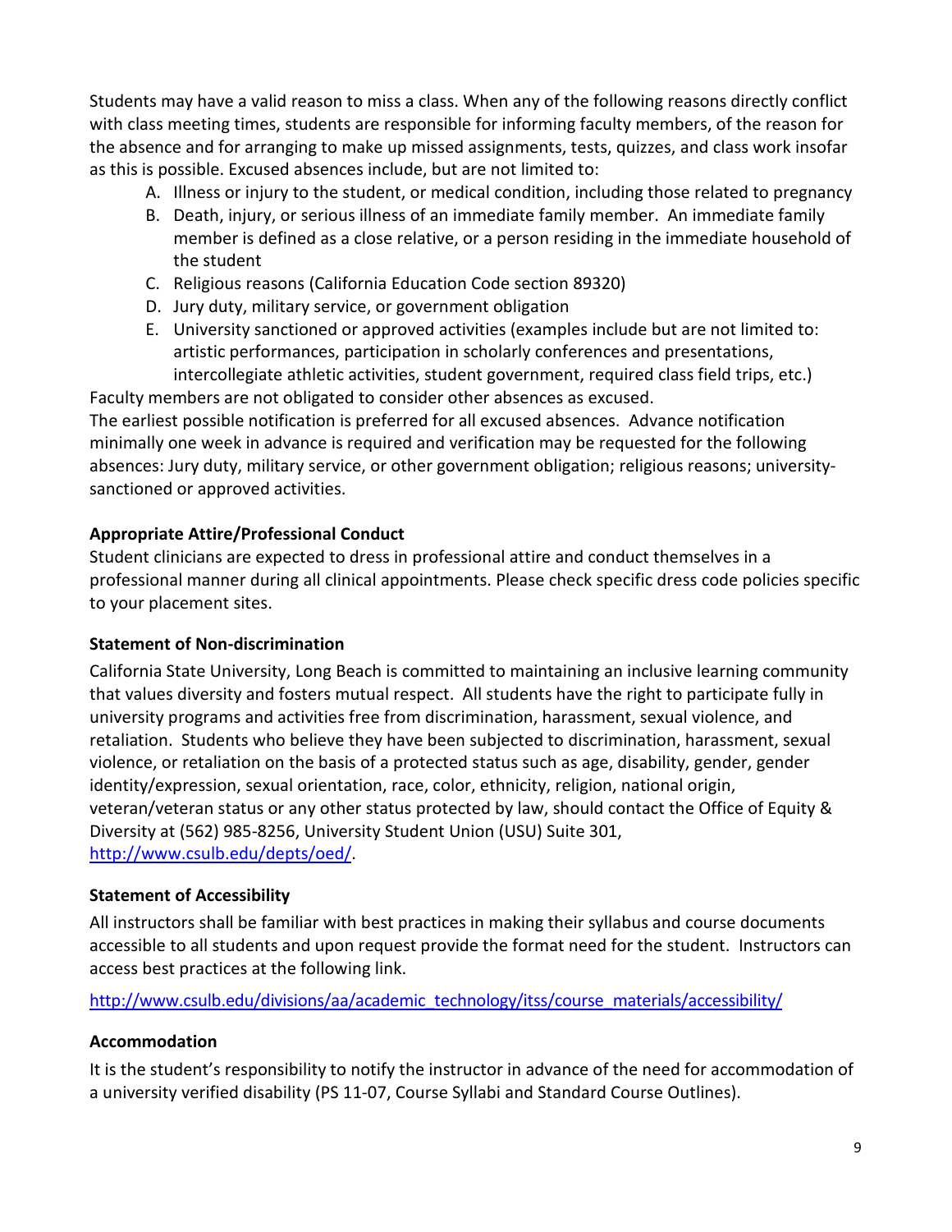Students may have a valid reason to miss a class. When any of the following reasons directly conflict with class meeting times, students are responsible for informing faculty members, of the reason for the absence and for arranging to make up missed assignments, tests, quizzes, and class work insofar as this is possible. Excused absences include, but are not limited to:

A. Illness or injury to the student, or medical condition, including those related to pregnancy
B. Death, injury, or serious illness of an immediate family member. An immediate family member is defined as a close relative, or a person residing in the immediate household of the student
C. Religious reasons (California Education Code section 89320)
D. Jury duty, military service, or government obligation
E. University sanctioned or approved activities (examples include but are not limited to: artistic performances, participation in scholarly conferences and presentations, intercollegiate athletic activities, student government, required class field trips, etc.)

Faculty members are not obligated to consider other absences as excused.
The earliest possible notification is preferred for all excused absences. Advance notification minimally one week in advance is required and verification may be requested for the following absences: Jury duty, military service, or other government obligation; religious reasons; university-sanctioned or approved activities.

**Appropriate Attire/Professional Conduct**

Student clinicians are expected to dress in professional attire and conduct themselves in a professional manner during all clinical appointments. Please check specific dress code policies specific to your placement sites.

**Statement of Non-discrimination**

California State University, Long Beach is committed to maintaining an inclusive learning community that values diversity and fosters mutual respect. All students have the right to participate fully in university programs and activities free from discrimination, harassment, sexual violence, and retaliation. Students who believe they have been subjected to discrimination, harassment, sexual violence, or retaliation on the basis of a protected status such as age, disability, gender, gender identity/expression, sexual orientation, race, color, ethnicity, religion, national origin, veteran/veteran status or any other status protected by law, should contact the Office of Equity & Diversity at (562) 985-8256, University Student Union (USU) Suite 301, http://www.csulb.edu/depts/oed/.

**Statement of Accessibility**

All instructors shall be familiar with best practices in making their syllabus and course documents accessible to all students and upon request provide the format need for the student. Instructors can access best practices at the following link.

http://www.csulb.edu/divisions/aa/academic_technology/itss/course_materials/accessibility/

**Accommodation**

It is the student's responsibility to notify the instructor in advance of the need for accommodation of a university verified disability (PS 11-07, Course Syllabi and Standard Course Outlines).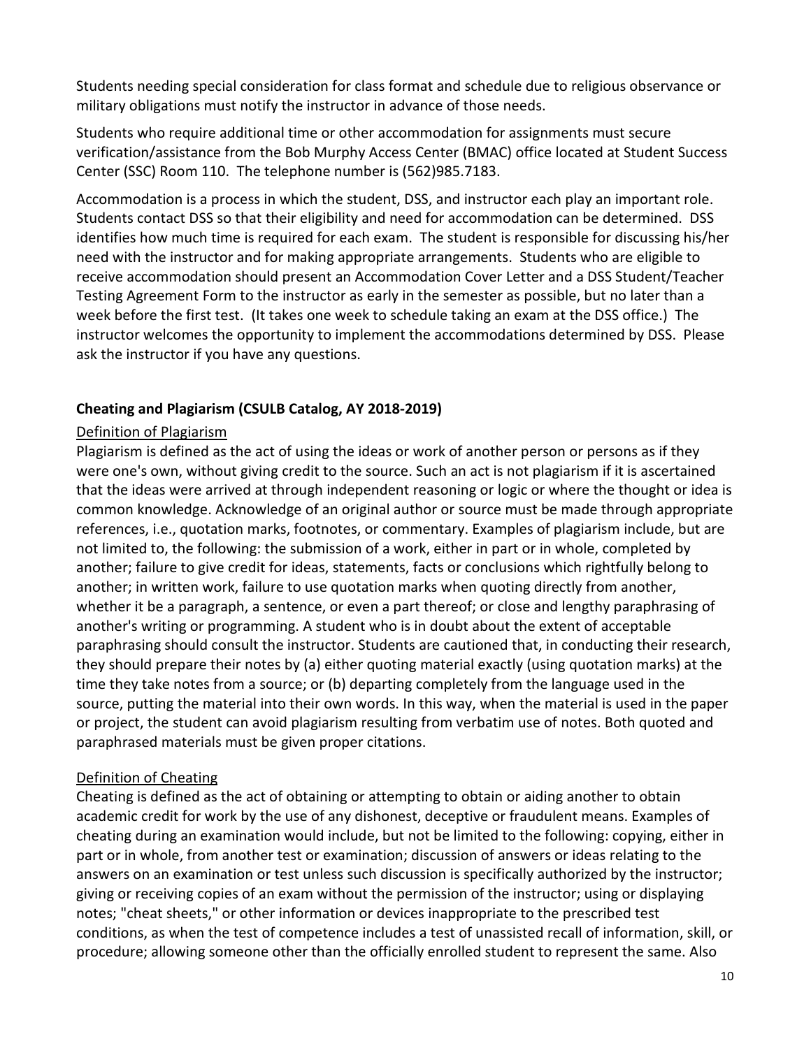Students needing special consideration for class format and schedule due to religious observance or military obligations must notify the instructor in advance of those needs.

Students who require additional time or other accommodation for assignments must secure verification/assistance from the Bob Murphy Access Center (BMAC) office located at Student Success Center (SSC) Room 110. The telephone number is (562)985.7183.

Accommodation is a process in which the student, DSS, and instructor each play an important role. Students contact DSS so that their eligibility and need for accommodation can be determined. DSS identifies how much time is required for each exam. The student is responsible for discussing his/her need with the instructor and for making appropriate arrangements. Students who are eligible to receive accommodation should present an Accommodation Cover Letter and a DSS Student/Teacher Testing Agreement Form to the instructor as early in the semester as possible, but no later than a week before the first test. (It takes one week to schedule taking an exam at the DSS office.) The instructor welcomes the opportunity to implement the accommodations determined by DSS. Please ask the instructor if you have any questions.

## Cheating and Plagiarism (CSULB Catalog, AY 2018-2019)

### Definition of Plagiarism

Plagiarism is defined as the act of using the ideas or work of another person or persons as if they were one's own, without giving credit to the source. Such an act is not plagiarism if it is ascertained that the ideas were arrived at through independent reasoning or logic or where the thought or idea is common knowledge. Acknowledge of an original author or source must be made through appropriate references, i.e., quotation marks, footnotes, or commentary. Examples of plagiarism include, but are not limited to, the following: the submission of a work, either in part or in whole, completed by another; failure to give credit for ideas, statements, facts or conclusions which rightfully belong to another; in written work, failure to use quotation marks when quoting directly from another, whether it be a paragraph, a sentence, or even a part thereof; or close and lengthy paraphrasing of another's writing or programming. A student who is in doubt about the extent of acceptable paraphrasing should consult the instructor. Students are cautioned that, in conducting their research, they should prepare their notes by (a) either quoting material exactly (using quotation marks) at the time they take notes from a source; or (b) departing completely from the language used in the source, putting the material into their own words. In this way, when the material is used in the paper or project, the student can avoid plagiarism resulting from verbatim use of notes. Both quoted and paraphrased materials must be given proper citations.

### Definition of Cheating

Cheating is defined as the act of obtaining or attempting to obtain or aiding another to obtain academic credit for work by the use of any dishonest, deceptive or fraudulent means. Examples of cheating during an examination would include, but not be limited to the following: copying, either in part or in whole, from another test or examination; discussion of answers or ideas relating to the answers on an examination or test unless such discussion is specifically authorized by the instructor; giving or receiving copies of an exam without the permission of the instructor; using or displaying notes; "cheat sheets," or other information or devices inappropriate to the prescribed test conditions, as when the test of competence includes a test of unassisted recall of information, skill, or procedure; allowing someone other than the officially enrolled student to represent the same. Also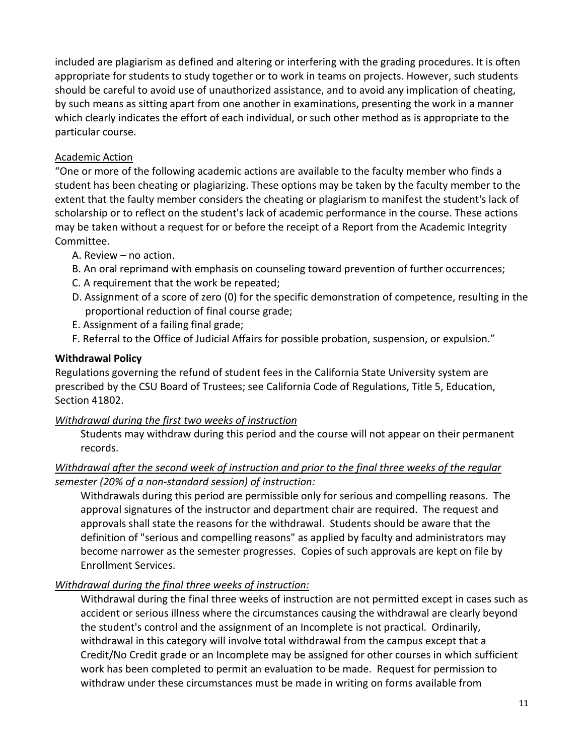included are plagiarism as defined and altering or interfering with the grading procedures. It is often appropriate for students to study together or to work in teams on projects. However, such students should be careful to avoid use of unauthorized assistance, and to avoid any implication of cheating, by such means as sitting apart from one another in examinations, presenting the work in a manner which clearly indicates the effort of each individual, or such other method as is appropriate to the particular course.

Academic Action

"One or more of the following academic actions are available to the faculty member who finds a student has been cheating or plagiarizing. These options may be taken by the faculty member to the extent that the faulty member considers the cheating or plagiarism to manifest the student's lack of scholarship or to reflect on the student's lack of academic performance in the course. These actions may be taken without a request for or before the receipt of a Report from the Academic Integrity Committee.

A. Review – no action.
B. An oral reprimand with emphasis on counseling toward prevention of further occurrences;
C. A requirement that the work be repeated;
D. Assignment of a score of zero (0) for the specific demonstration of competence, resulting in the proportional reduction of final course grade;
E. Assignment of a failing final grade;
F. Referral to the Office of Judicial Affairs for possible probation, suspension, or expulsion."

**Withdrawal Policy**

Regulations governing the refund of student fees in the California State University system are prescribed by the CSU Board of Trustees; see California Code of Regulations, Title 5, Education, Section 41802.

*Withdrawal during the first two weeks of instruction*

Students may withdraw during this period and the course will not appear on their permanent records.

*Withdrawal after the second week of instruction and prior to the final three weeks of the regular semester (20% of a non-standard session) of instruction:*

Withdrawals during this period are permissible only for serious and compelling reasons. The approval signatures of the instructor and department chair are required. The request and approvals shall state the reasons for the withdrawal. Students should be aware that the definition of "serious and compelling reasons" as applied by faculty and administrators may become narrower as the semester progresses. Copies of such approvals are kept on file by Enrollment Services.

*Withdrawal during the final three weeks of instruction:*

Withdrawal during the final three weeks of instruction are not permitted except in cases such as accident or serious illness where the circumstances causing the withdrawal are clearly beyond the student's control and the assignment of an Incomplete is not practical. Ordinarily, withdrawal in this category will involve total withdrawal from the campus except that a Credit/No Credit grade or an Incomplete may be assigned for other courses in which sufficient work has been completed to permit an evaluation to be made. Request for permission to withdraw under these circumstances must be made in writing on forms available from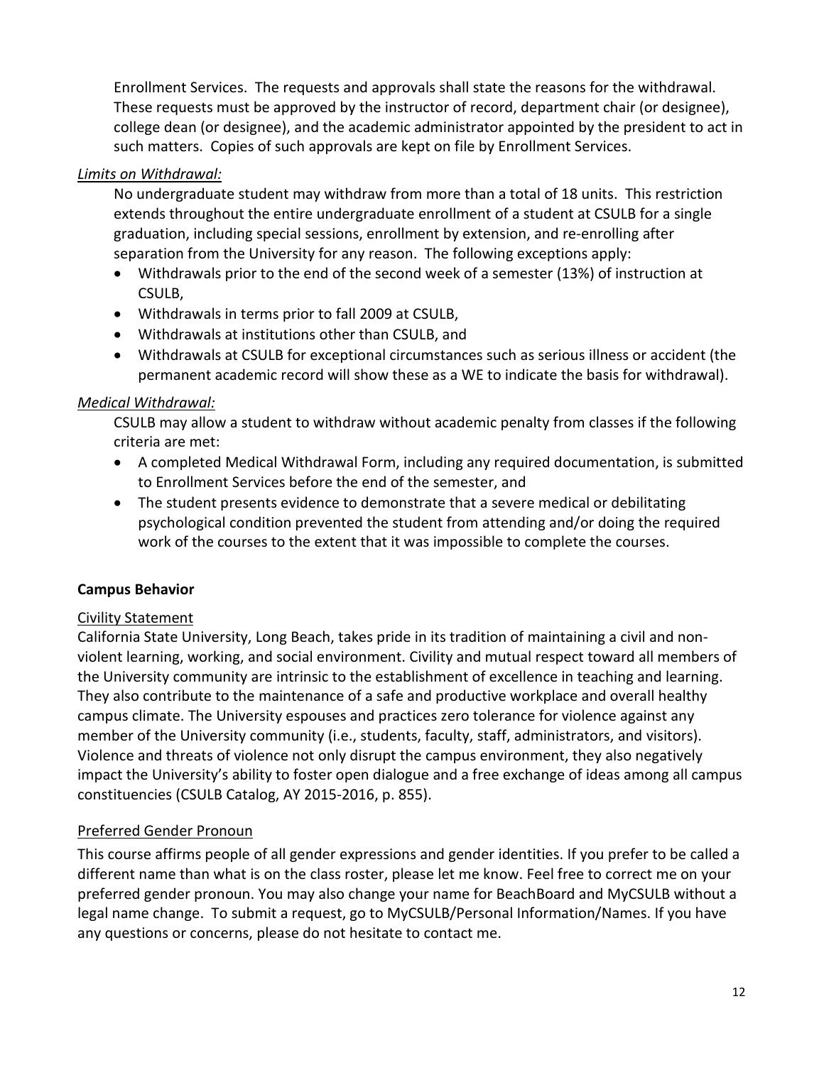Enrollment Services. The requests and approvals shall state the reasons for the withdrawal. These requests must be approved by the instructor of record, department chair (or designee), college dean (or designee), and the academic administrator appointed by the president to act in such matters. Copies of such approvals are kept on file by Enrollment Services.

*Limits on Withdrawal:*

No undergraduate student may withdraw from more than a total of 18 units. This restriction extends throughout the entire undergraduate enrollment of a student at CSULB for a single graduation, including special sessions, enrollment by extension, and re-enrolling after separation from the University for any reason. The following exceptions apply:

- Withdrawals prior to the end of the second week of a semester (13%) of instruction at CSULB,
- Withdrawals in terms prior to fall 2009 at CSULB,
- Withdrawals at institutions other than CSULB, and
- Withdrawals at CSULB for exceptional circumstances such as serious illness or accident (the permanent academic record will show these as a WE to indicate the basis for withdrawal).

*Medical Withdrawal:*

CSULB may allow a student to withdraw without academic penalty from classes if the following criteria are met:

- A completed Medical Withdrawal Form, including any required documentation, is submitted to Enrollment Services before the end of the semester, and
- The student presents evidence to demonstrate that a severe medical or debilitating psychological condition prevented the student from attending and/or doing the required work of the courses to the extent that it was impossible to complete the courses.

## Campus Behavior

### Civility Statement

California State University, Long Beach, takes pride in its tradition of maintaining a civil and non-violent learning, working, and social environment. Civility and mutual respect toward all members of the University community are intrinsic to the establishment of excellence in teaching and learning. They also contribute to the maintenance of a safe and productive workplace and overall healthy campus climate. The University espouses and practices zero tolerance for violence against any member of the University community (i.e., students, faculty, staff, administrators, and visitors). Violence and threats of violence not only disrupt the campus environment, they also negatively impact the University's ability to foster open dialogue and a free exchange of ideas among all campus constituencies (CSULB Catalog, AY 2015-2016, p. 855).

### Preferred Gender Pronoun

This course affirms people of all gender expressions and gender identities. If you prefer to be called a different name than what is on the class roster, please let me know. Feel free to correct me on your preferred gender pronoun. You may also change your name for BeachBoard and MyCSULB without a legal name change. To submit a request, go to MyCSULB/Personal Information/Names. If you have any questions or concerns, please do not hesitate to contact me.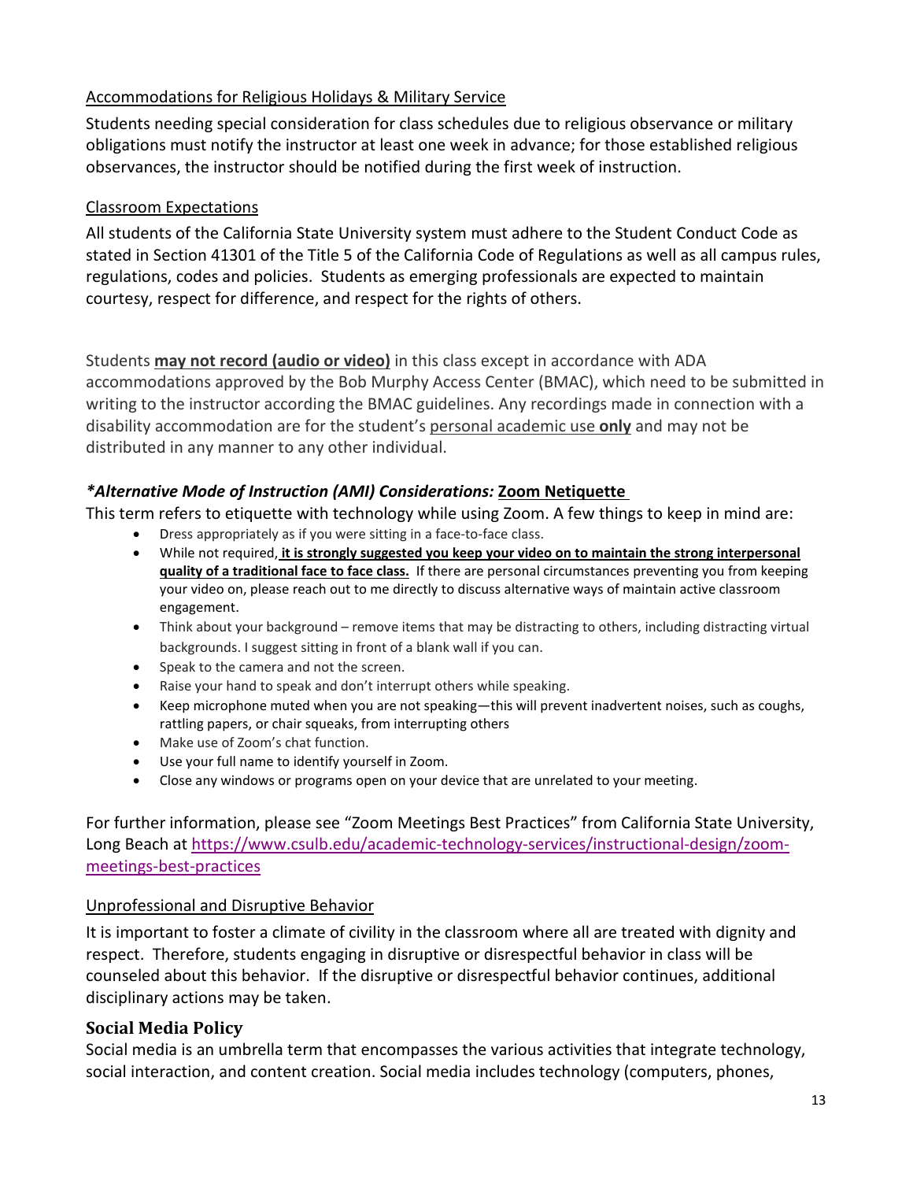<u>Accommodations for Religious Holidays & Military Service</u>

Students needing special consideration for class schedules due to religious observance or military obligations must notify the instructor at least one week in advance; for those established religious observances, the instructor should be notified during the first week of instruction.

<u>Classroom Expectations</u>

All students of the California State University system must adhere to the Student Conduct Code as stated in Section 41301 of the Title 5 of the California Code of Regulations as well as all campus rules, regulations, codes and policies. Students as emerging professionals are expected to maintain courtesy, respect for difference, and respect for the rights of others.

Students **<u>may not record (audio or video)</u>** in this class except in accordance with ADA accommodations approved by the Bob Murphy Access Center (BMAC), which need to be submitted in writing to the instructor according the BMAC guidelines. Any recordings made in connection with a disability accommodation are for the student's <u>personal academic use **only**</u> and may not be distributed in any manner to any other individual.

***Alternative Mode of Instruction (AMI) Considerations:* <u>Zoom Netiquette</u>**

This term refers to etiquette with technology while using Zoom. A few things to keep in mind are:

- Dress appropriately as if you were sitting in a face-to-face class.
- While not required, **<u>it is strongly suggested you keep your video on to maintain the strong interpersonal quality of a traditional face to face class.</u>** If there are personal circumstances preventing you from keeping your video on, please reach out to me directly to discuss alternative ways of maintain active classroom engagement.
- Think about your background – remove items that may be distracting to others, including distracting virtual backgrounds. I suggest sitting in front of a blank wall if you can.
- Speak to the camera and not the screen.
- Raise your hand to speak and don't interrupt others while speaking.
- Keep microphone muted when you are not speaking—this will prevent inadvertent noises, such as coughs, rattling papers, or chair squeaks, from interrupting others
- Make use of Zoom's chat function.
- Use your full name to identify yourself in Zoom.
- Close any windows or programs open on your device that are unrelated to your meeting.

For further information, please see "Zoom Meetings Best Practices" from California State University, Long Beach at https://www.csulb.edu/academic-technology-services/instructional-design/zoom-meetings-best-practices

<u>Unprofessional and Disruptive Behavior</u>

It is important to foster a climate of civility in the classroom where all are treated with dignity and respect. Therefore, students engaging in disruptive or disrespectful behavior in class will be counseled about this behavior. If the disruptive or disrespectful behavior continues, additional disciplinary actions may be taken.

### Social Media Policy

Social media is an umbrella term that encompasses the various activities that integrate technology, social interaction, and content creation. Social media includes technology (computers, phones,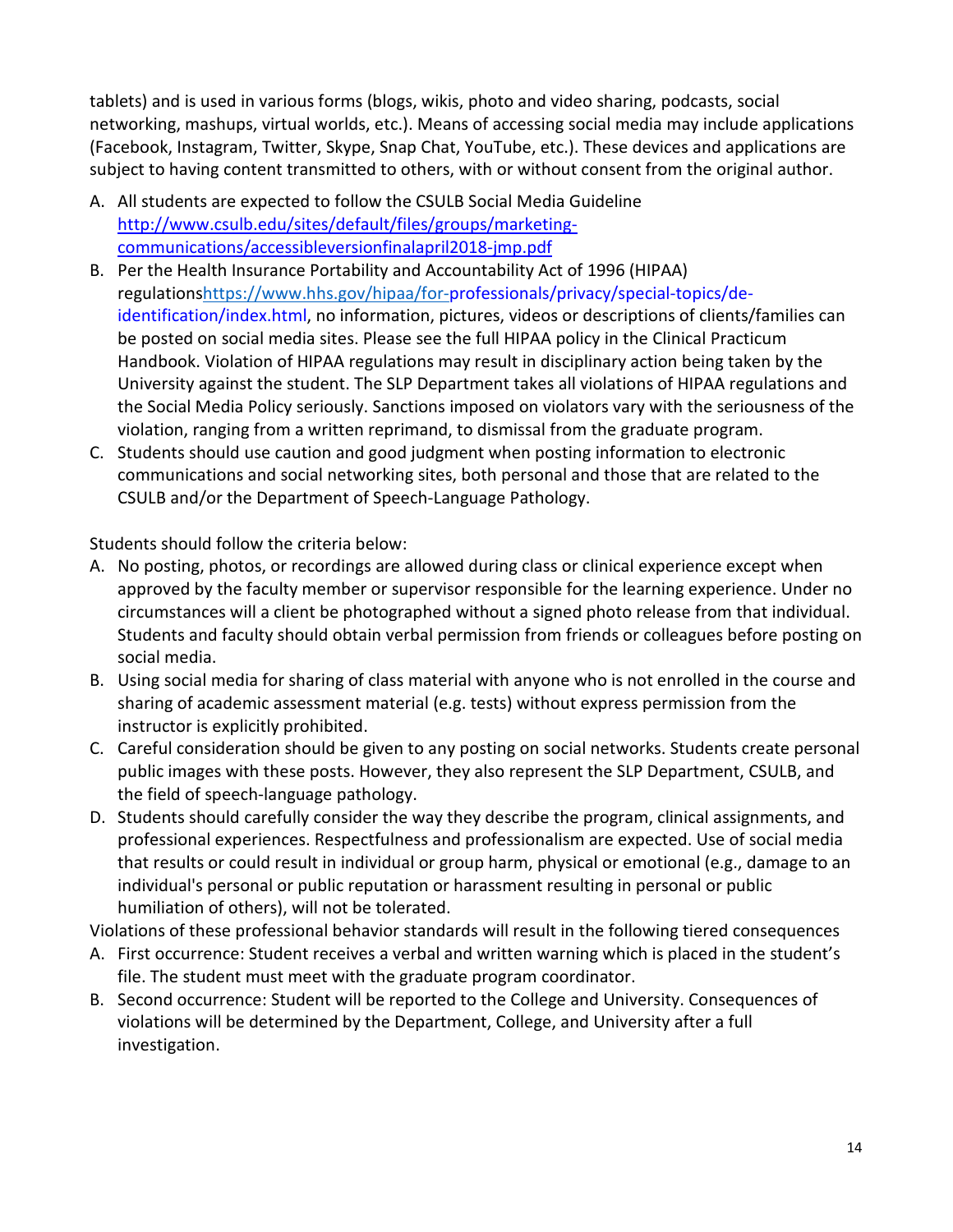tablets) and is used in various forms (blogs, wikis, photo and video sharing, podcasts, social networking, mashups, virtual worlds, etc.). Means of accessing social media may include applications (Facebook, Instagram, Twitter, Skype, Snap Chat, YouTube, etc.). These devices and applications are subject to having content transmitted to others, with or without consent from the original author.

A. All students are expected to follow the CSULB Social Media Guideline http://www.csulb.edu/sites/default/files/groups/marketing-communications/accessibleversionfinalapril2018-jmp.pdf
B. Per the Health Insurance Portability and Accountability Act of 1996 (HIPAA) regulationshttps://www.hhs.gov/hipaa/for-professionals/privacy/special-topics/de-identification/index.html, no information, pictures, videos or descriptions of clients/families can be posted on social media sites. Please see the full HIPAA policy in the Clinical Practicum Handbook. Violation of HIPAA regulations may result in disciplinary action being taken by the University against the student. The SLP Department takes all violations of HIPAA regulations and the Social Media Policy seriously. Sanctions imposed on violators vary with the seriousness of the violation, ranging from a written reprimand, to dismissal from the graduate program.
C. Students should use caution and good judgment when posting information to electronic communications and social networking sites, both personal and those that are related to the CSULB and/or the Department of Speech-Language Pathology.

Students should follow the criteria below:

A. No posting, photos, or recordings are allowed during class or clinical experience except when approved by the faculty member or supervisor responsible for the learning experience. Under no circumstances will a client be photographed without a signed photo release from that individual. Students and faculty should obtain verbal permission from friends or colleagues before posting on social media.
B. Using social media for sharing of class material with anyone who is not enrolled in the course and sharing of academic assessment material (e.g. tests) without express permission from the instructor is explicitly prohibited.
C. Careful consideration should be given to any posting on social networks. Students create personal public images with these posts. However, they also represent the SLP Department, CSULB, and the field of speech-language pathology.
D. Students should carefully consider the way they describe the program, clinical assignments, and professional experiences. Respectfulness and professionalism are expected. Use of social media that results or could result in individual or group harm, physical or emotional (e.g., damage to an individual's personal or public reputation or harassment resulting in personal or public humiliation of others), will not be tolerated.

Violations of these professional behavior standards will result in the following tiered consequences

A. First occurrence: Student receives a verbal and written warning which is placed in the student's file. The student must meet with the graduate program coordinator.
B. Second occurrence: Student will be reported to the College and University. Consequences of violations will be determined by the Department, College, and University after a full investigation.